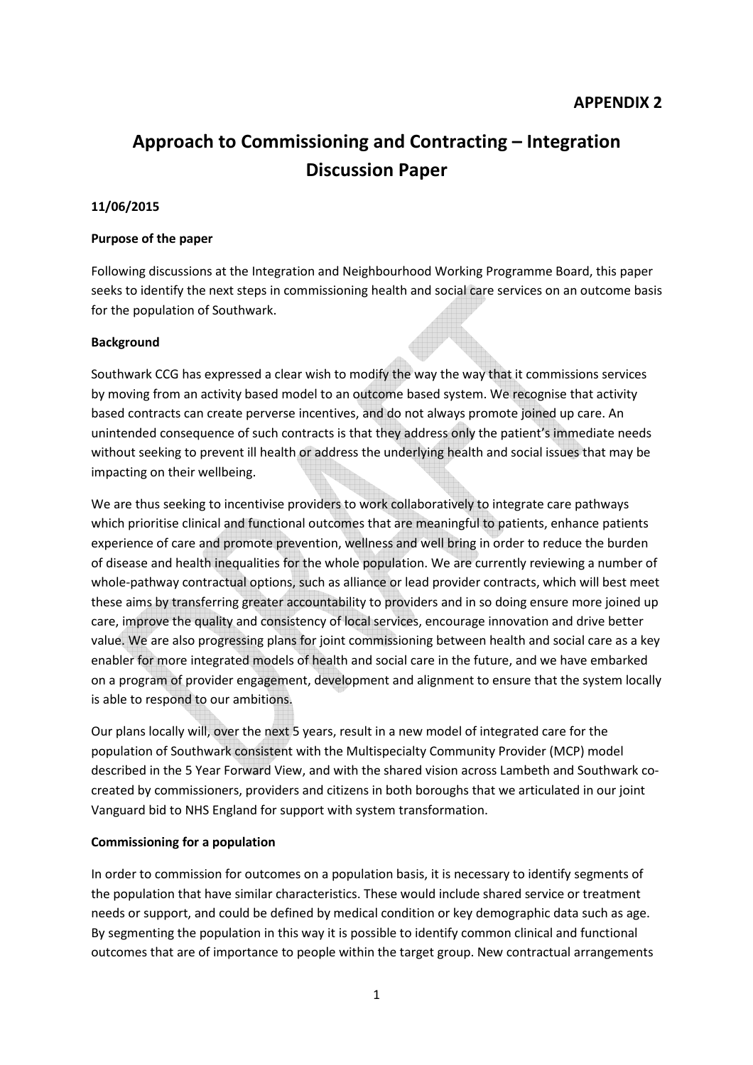**APPENDIX 2**

# Approach to Commissioning and Contracting – Integration Discussion Paper

**11/06/2015**

**Purpose of the paper**

Following discussions at the Integration and Neighbourhood Working Programme Board, this paper seeks to identify the next steps in commissioning health and social care services on an outcome basis for the population of Southwark.

**Background**

Southwark CCG has expressed a clear wish to modify the way the way that it commissions services by moving from an activity based model to an outcome based system. We recognise that activity based contracts can create perverse incentives, and do not always promote joined up care. An unintended consequence of such contracts is that they address only the patient's immediate needs without seeking to prevent ill health or address the underlying health and social issues that may be impacting on their wellbeing.

We are thus seeking to incentivise providers to work collaboratively to integrate care pathways which prioritise clinical and functional outcomes that are meaningful to patients, enhance patients experience of care and promote prevention, wellness and well bring in order to reduce the burden of disease and health inequalities for the whole population. We are currently reviewing a number of whole-pathway contractual options, such as alliance or lead provider contracts, which will best meet these aims by transferring greater accountability to providers and in so doing ensure more joined up care, improve the quality and consistency of local services, encourage innovation and drive better value. We are also progressing plans for joint commissioning between health and social care as a key enabler for more integrated models of health and social care in the future, and we have embarked on a program of provider engagement, development and alignment to ensure that the system locally is able to respond to our ambitions.

Our plans locally will, over the next 5 years, result in a new model of integrated care for the population of Southwark consistent with the Multispecialty Community Provider (MCP) model described in the 5 Year Forward View, and with the shared vision across Lambeth and Southwark co-created by commissioners, providers and citizens in both boroughs that we articulated in our joint Vanguard bid to NHS England for support with system transformation.

**Commissioning for a population**

In order to commission for outcomes on a population basis, it is necessary to identify segments of the population that have similar characteristics. These would include shared service or treatment needs or support, and could be defined by medical condition or key demographic data such as age. By segmenting the population in this way it is possible to identify common clinical and functional outcomes that are of importance to people within the target group. New contractual arrangements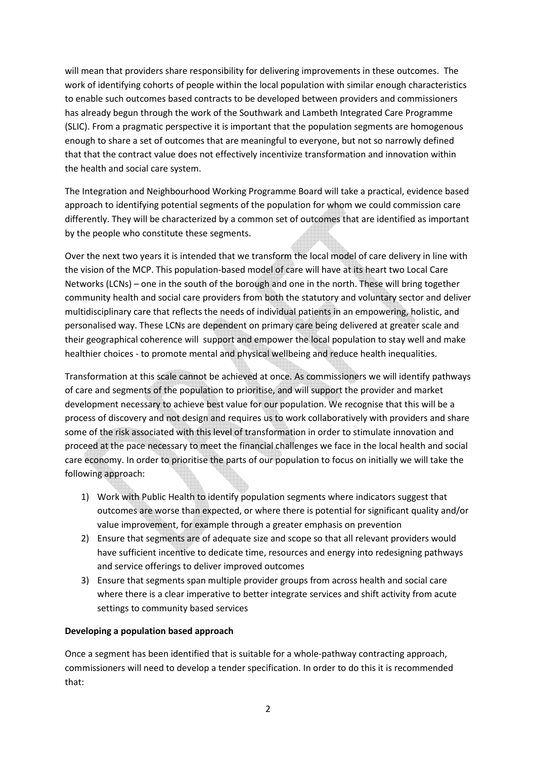will mean that providers share responsibility for delivering improvements in these outcomes. The work of identifying cohorts of people within the local population with similar enough characteristics to enable such outcomes based contracts to be developed between providers and commissioners has already begun through the work of the Southwark and Lambeth Integrated Care Programme (SLIC). From a pragmatic perspective it is important that the population segments are homogenous enough to share a set of outcomes that are meaningful to everyone, but not so narrowly defined that that the contract value does not effectively incentivize transformation and innovation within the health and social care system.

The Integration and Neighbourhood Working Programme Board will take a practical, evidence based approach to identifying potential segments of the population for whom we could commission care differently. They will be characterized by a common set of outcomes that are identified as important by the people who constitute these segments.

Over the next two years it is intended that we transform the local model of care delivery in line with the vision of the MCP. This population-based model of care will have at its heart two Local Care Networks (LCNs) – one in the south of the borough and one in the north. These will bring together community health and social care providers from both the statutory and voluntary sector and deliver multidisciplinary care that reflects the needs of individual patients in an empowering, holistic, and personalised way. These LCNs are dependent on primary care being delivered at greater scale and their geographical coherence will support and empower the local population to stay well and make healthier choices - to promote mental and physical wellbeing and reduce health inequalities.

Transformation at this scale cannot be achieved at once. As commissioners we will identify pathways of care and segments of the population to prioritise, and will support the provider and market development necessary to achieve best value for our population. We recognise that this will be a process of discovery and not design and requires us to work collaboratively with providers and share some of the risk associated with this level of transformation in order to stimulate innovation and proceed at the pace necessary to meet the financial challenges we face in the local health and social care economy. In order to prioritise the parts of our population to focus on initially we will take the following approach:

1) Work with Public Health to identify population segments where indicators suggest that outcomes are worse than expected, or where there is potential for significant quality and/or value improvement, for example through a greater emphasis on prevention
2) Ensure that segments are of adequate size and scope so that all relevant providers would have sufficient incentive to dedicate time, resources and energy into redesigning pathways and service offerings to deliver improved outcomes
3) Ensure that segments span multiple provider groups from across health and social care where there is a clear imperative to better integrate services and shift activity from acute settings to community based services

**Developing a population based approach**

Once a segment has been identified that is suitable for a whole-pathway contracting approach, commissioners will need to develop a tender specification. In order to do this it is recommended that: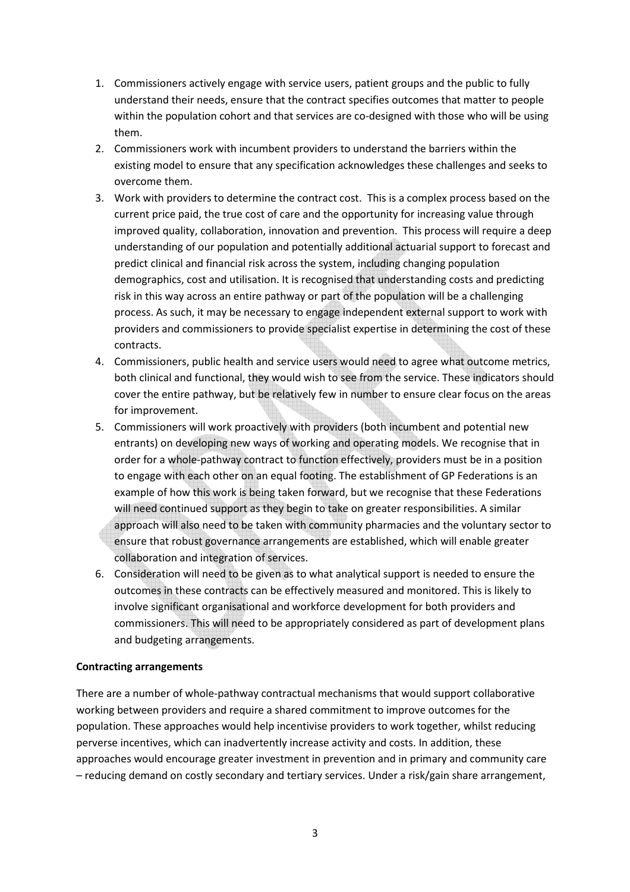1. Commissioners actively engage with service users, patient groups and the public to fully understand their needs, ensure that the contract specifies outcomes that matter to people within the population cohort and that services are co-designed with those who will be using them.
2. Commissioners work with incumbent providers to understand the barriers within the existing model to ensure that any specification acknowledges these challenges and seeks to overcome them.
3. Work with providers to determine the contract cost. This is a complex process based on the current price paid, the true cost of care and the opportunity for increasing value through improved quality, collaboration, innovation and prevention. This process will require a deep understanding of our population and potentially additional actuarial support to forecast and predict clinical and financial risk across the system, including changing population demographics, cost and utilisation. It is recognised that understanding costs and predicting risk in this way across an entire pathway or part of the population will be a challenging process. As such, it may be necessary to engage independent external support to work with providers and commissioners to provide specialist expertise in determining the cost of these contracts.
4. Commissioners, public health and service users would need to agree what outcome metrics, both clinical and functional, they would wish to see from the service. These indicators should cover the entire pathway, but be relatively few in number to ensure clear focus on the areas for improvement.
5. Commissioners will work proactively with providers (both incumbent and potential new entrants) on developing new ways of working and operating models. We recognise that in order for a whole-pathway contract to function effectively, providers must be in a position to engage with each other on an equal footing. The establishment of GP Federations is an example of how this work is being taken forward, but we recognise that these Federations will need continued support as they begin to take on greater responsibilities. A similar approach will also need to be taken with community pharmacies and the voluntary sector to ensure that robust governance arrangements are established, which will enable greater collaboration and integration of services.
6. Consideration will need to be given as to what analytical support is needed to ensure the outcomes in these contracts can be effectively measured and monitored. This is likely to involve significant organisational and workforce development for both providers and commissioners. This will need to be appropriately considered as part of development plans and budgeting arrangements.

**Contracting arrangements**

There are a number of whole-pathway contractual mechanisms that would support collaborative working between providers and require a shared commitment to improve outcomes for the population. These approaches would help incentivise providers to work together, whilst reducing perverse incentives, which can inadvertently increase activity and costs. In addition, these approaches would encourage greater investment in prevention and in primary and community care – reducing demand on costly secondary and tertiary services. Under a risk/gain share arrangement,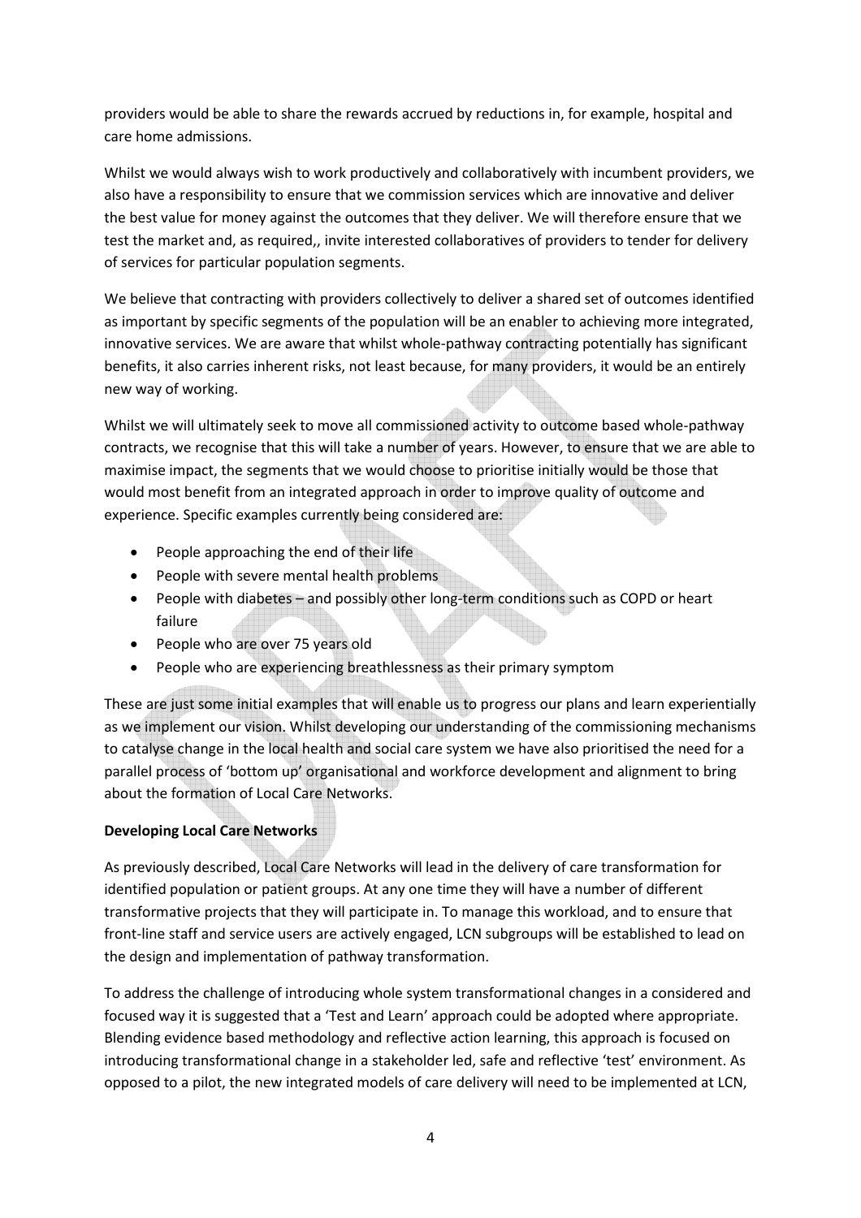providers would be able to share the rewards accrued by reductions in, for example, hospital and care home admissions.

Whilst we would always wish to work productively and collaboratively with incumbent providers, we also have a responsibility to ensure that we commission services which are innovative and deliver the best value for money against the outcomes that they deliver. We will therefore ensure that we test the market and, as required,, invite interested collaboratives of providers to tender for delivery of services for particular population segments.

We believe that contracting with providers collectively to deliver a shared set of outcomes identified as important by specific segments of the population will be an enabler to achieving more integrated, innovative services. We are aware that whilst whole-pathway contracting potentially has significant benefits, it also carries inherent risks, not least because, for many providers, it would be an entirely new way of working.

Whilst we will ultimately seek to move all commissioned activity to outcome based whole-pathway contracts, we recognise that this will take a number of years. However, to ensure that we are able to maximise impact, the segments that we would choose to prioritise initially would be those that would most benefit from an integrated approach in order to improve quality of outcome and experience. Specific examples currently being considered are:

- People approaching the end of their life
- People with severe mental health problems
- People with diabetes – and possibly other long-term conditions such as COPD or heart failure
- People who are over 75 years old
- People who are experiencing breathlessness as their primary symptom

These are just some initial examples that will enable us to progress our plans and learn experientially as we implement our vision. Whilst developing our understanding of the commissioning mechanisms to catalyse change in the local health and social care system we have also prioritised the need for a parallel process of 'bottom up' organisational and workforce development and alignment to bring about the formation of Local Care Networks.

**Developing Local Care Networks**

As previously described, Local Care Networks will lead in the delivery of care transformation for identified population or patient groups. At any one time they will have a number of different transformative projects that they will participate in. To manage this workload, and to ensure that front-line staff and service users are actively engaged, LCN subgroups will be established to lead on the design and implementation of pathway transformation.

To address the challenge of introducing whole system transformational changes in a considered and focused way it is suggested that a 'Test and Learn' approach could be adopted where appropriate. Blending evidence based methodology and reflective action learning, this approach is focused on introducing transformational change in a stakeholder led, safe and reflective 'test' environment. As opposed to a pilot, the new integrated models of care delivery will need to be implemented at LCN,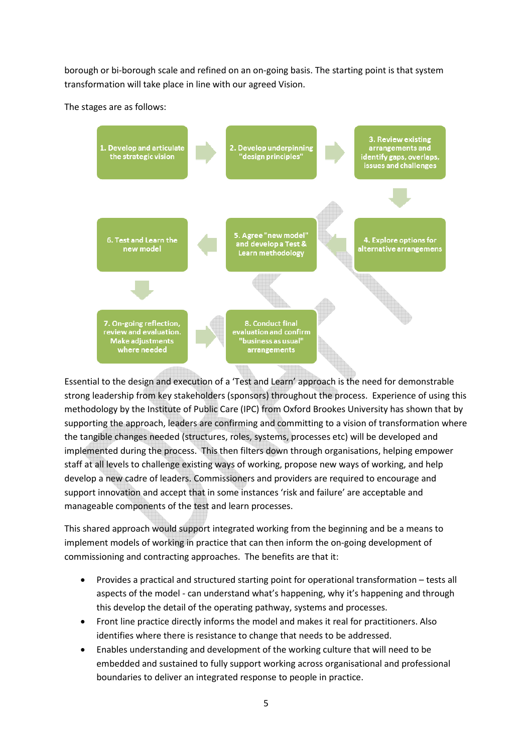borough or bi-borough scale and refined on an on-going basis. The starting point is that system transformation will take place in line with our agreed Vision.

The stages are as follows:

1. Develop and articulate the strategic vision
2. Develop underpinning "design principles"
3. Review existing arrangements and identify gaps, overlaps, issues and challenges
4. Explore options for alternative arrangemens
5. Agree "new model" and develop a Test & Learn methodology
6. Test and Learn the new model
7. On-going reflection, review and evaluation. Make adjustments where needed
8. Conduct final evaluation and confirm "business as usual" arrangements

Essential to the design and execution of a 'Test and Learn' approach is the need for demonstrable strong leadership from key stakeholders (sponsors) throughout the process. Experience of using this methodology by the Institute of Public Care (IPC) from Oxford Brookes University has shown that by supporting the approach, leaders are confirming and committing to a vision of transformation where the tangible changes needed (structures, roles, systems, processes etc) will be developed and implemented during the process. This then filters down through organisations, helping empower staff at all levels to challenge existing ways of working, propose new ways of working, and help develop a new cadre of leaders. Commissioners and providers are required to encourage and support innovation and accept that in some instances 'risk and failure' are acceptable and manageable components of the test and learn processes.

This shared approach would support integrated working from the beginning and be a means to implement models of working in practice that can then inform the on-going development of commissioning and contracting approaches. The benefits are that it:

- Provides a practical and structured starting point for operational transformation – tests all aspects of the model - can understand what's happening, why it's happening and through this develop the detail of the operating pathway, systems and processes.
- Front line practice directly informs the model and makes it real for practitioners. Also identifies where there is resistance to change that needs to be addressed.
- Enables understanding and development of the working culture that will need to be embedded and sustained to fully support working across organisational and professional boundaries to deliver an integrated response to people in practice.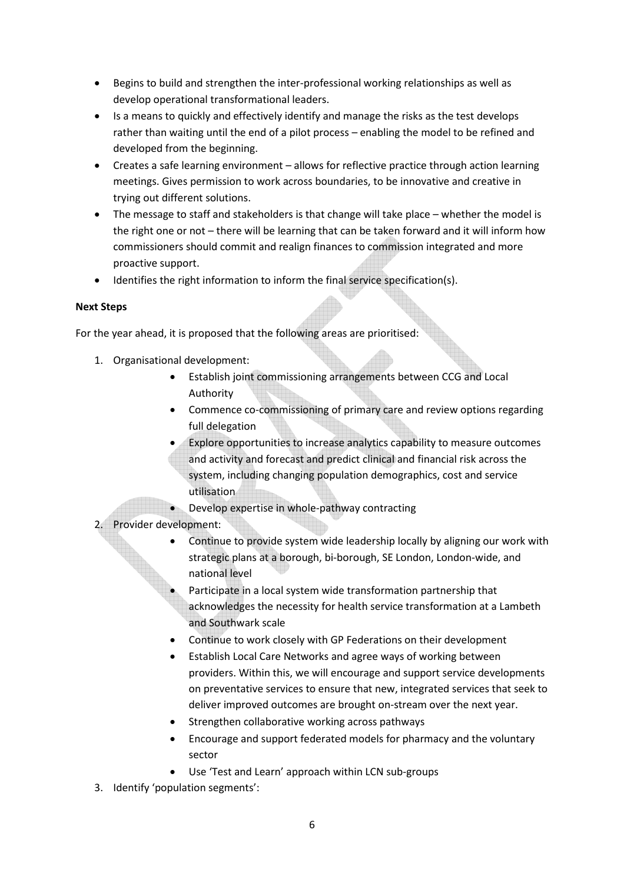- Begins to build and strengthen the inter-professional working relationships as well as develop operational transformational leaders.
- Is a means to quickly and effectively identify and manage the risks as the test develops rather than waiting until the end of a pilot process – enabling the model to be refined and developed from the beginning.
- Creates a safe learning environment – allows for reflective practice through action learning meetings. Gives permission to work across boundaries, to be innovative and creative in trying out different solutions.
- The message to staff and stakeholders is that change will take place – whether the model is the right one or not – there will be learning that can be taken forward and it will inform how commissioners should commit and realign finances to commission integrated and more proactive support.
- Identifies the right information to inform the final service specification(s).

**Next Steps**

For the year ahead, it is proposed that the following areas are prioritised:

1. Organisational development:
    - Establish joint commissioning arrangements between CCG and Local Authority
    - Commence co-commissioning of primary care and review options regarding full delegation
    - Explore opportunities to increase analytics capability to measure outcomes and activity and forecast and predict clinical and financial risk across the system, including changing population demographics, cost and service utilisation
    - Develop expertise in whole-pathway contracting
2. Provider development:
    - Continue to provide system wide leadership locally by aligning our work with strategic plans at a borough, bi-borough, SE London, London-wide, and national level
    - Participate in a local system wide transformation partnership that acknowledges the necessity for health service transformation at a Lambeth and Southwark scale
    - Continue to work closely with GP Federations on their development
    - Establish Local Care Networks and agree ways of working between providers. Within this, we will encourage and support service developments on preventative services to ensure that new, integrated services that seek to deliver improved outcomes are brought on-stream over the next year.
    - Strengthen collaborative working across pathways
    - Encourage and support federated models for pharmacy and the voluntary sector
    - Use 'Test and Learn' approach within LCN sub-groups
3. Identify 'population segments':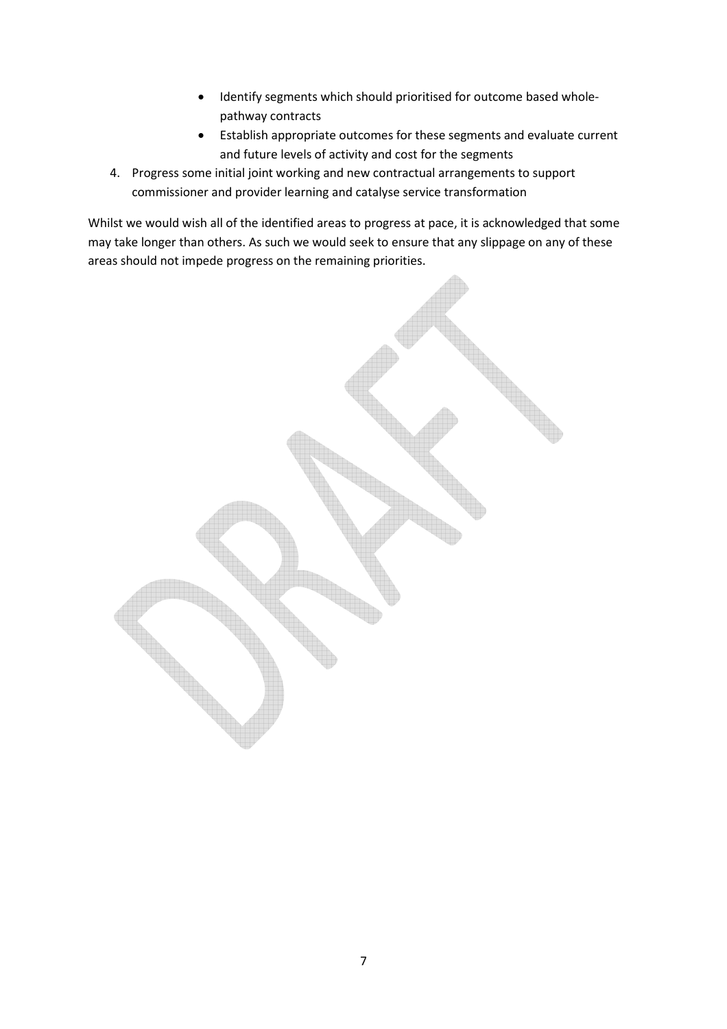- Identify segments which should prioritised for outcome based whole-pathway contracts
- Establish appropriate outcomes for these segments and evaluate current and future levels of activity and cost for the segments

4. Progress some initial joint working and new contractual arrangements to support commissioner and provider learning and catalyse service transformation

Whilst we would wish all of the identified areas to progress at pace, it is acknowledged that some may take longer than others. As such we would seek to ensure that any slippage on any of these areas should not impede progress on the remaining priorities.

DRAFT